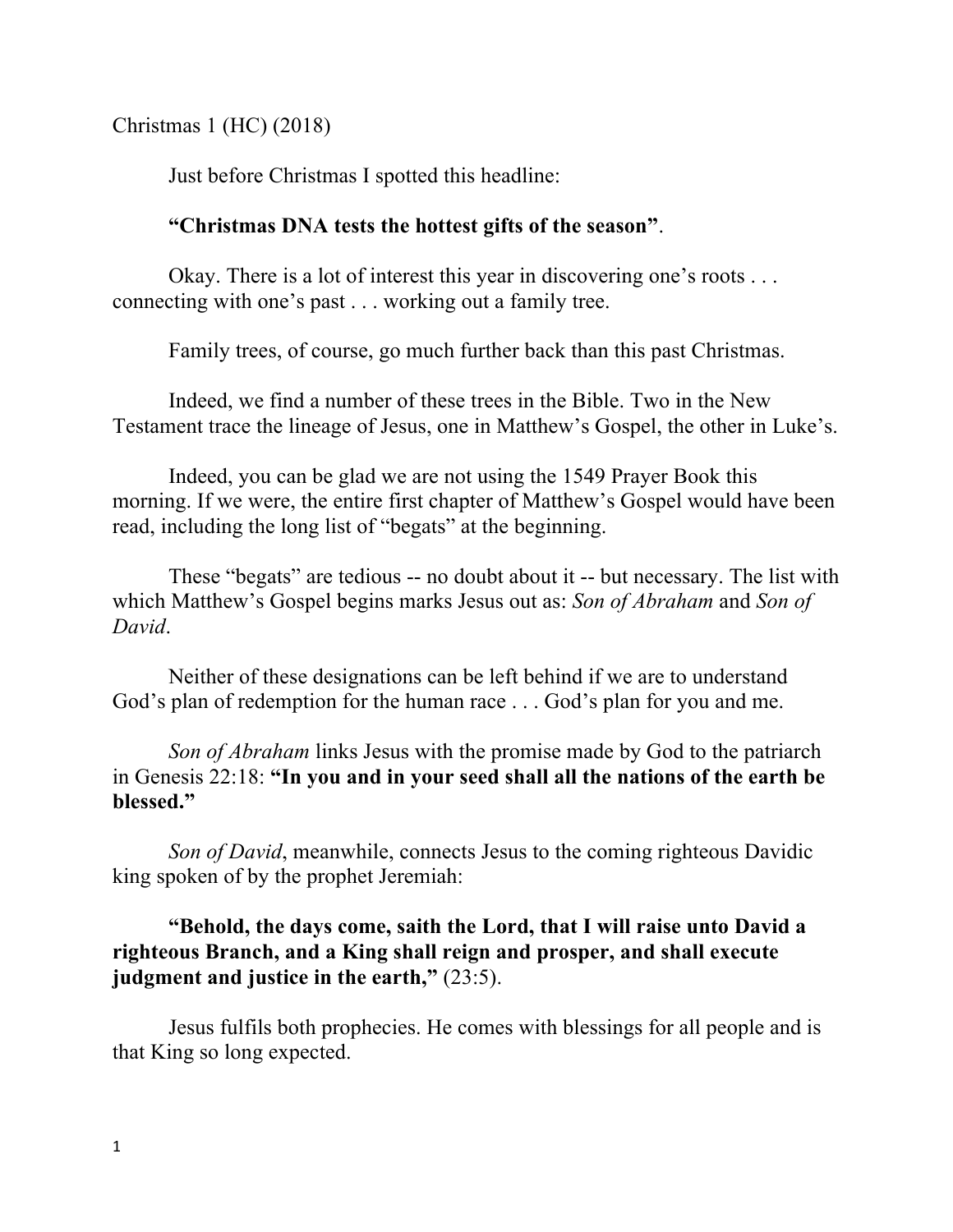Christmas 1 (HC) (2018)

Just before Christmas I spotted this headline:

**"Christmas DNA tests the hottest gifts of the season"**.

Okay. There is a lot of interest this year in discovering one's roots . . . connecting with one's past . . . working out a family tree.

Family trees, of course, go much further back than this past Christmas.

Indeed, we find a number of these trees in the Bible. Two in the New Testament trace the lineage of Jesus, one in Matthew's Gospel, the other in Luke's.

Indeed, you can be glad we are not using the 1549 Prayer Book this morning. If we were, the entire first chapter of Matthew's Gospel would have been read, including the long list of "begats" at the beginning.

These "begats" are tedious -- no doubt about it -- but necessary. The list with which Matthew's Gospel begins marks Jesus out as: *Son of Abraham* and *Son of David*.

Neither of these designations can be left behind if we are to understand God's plan of redemption for the human race . . . God's plan for you and me.

*Son of Abraham* links Jesus with the promise made by God to the patriarch in Genesis 22:18: **"In you and in your seed shall all the nations of the earth be blessed."**

*Son of David*, meanwhile, connects Jesus to the coming righteous Davidic king spoken of by the prophet Jeremiah:

**"Behold, the days come, saith the Lord, that I will raise unto David a righteous Branch, and a King shall reign and prosper, and shall execute judgment and justice in the earth,"** (23:5).

Jesus fulfils both prophecies. He comes with blessings for all people and is that King so long expected.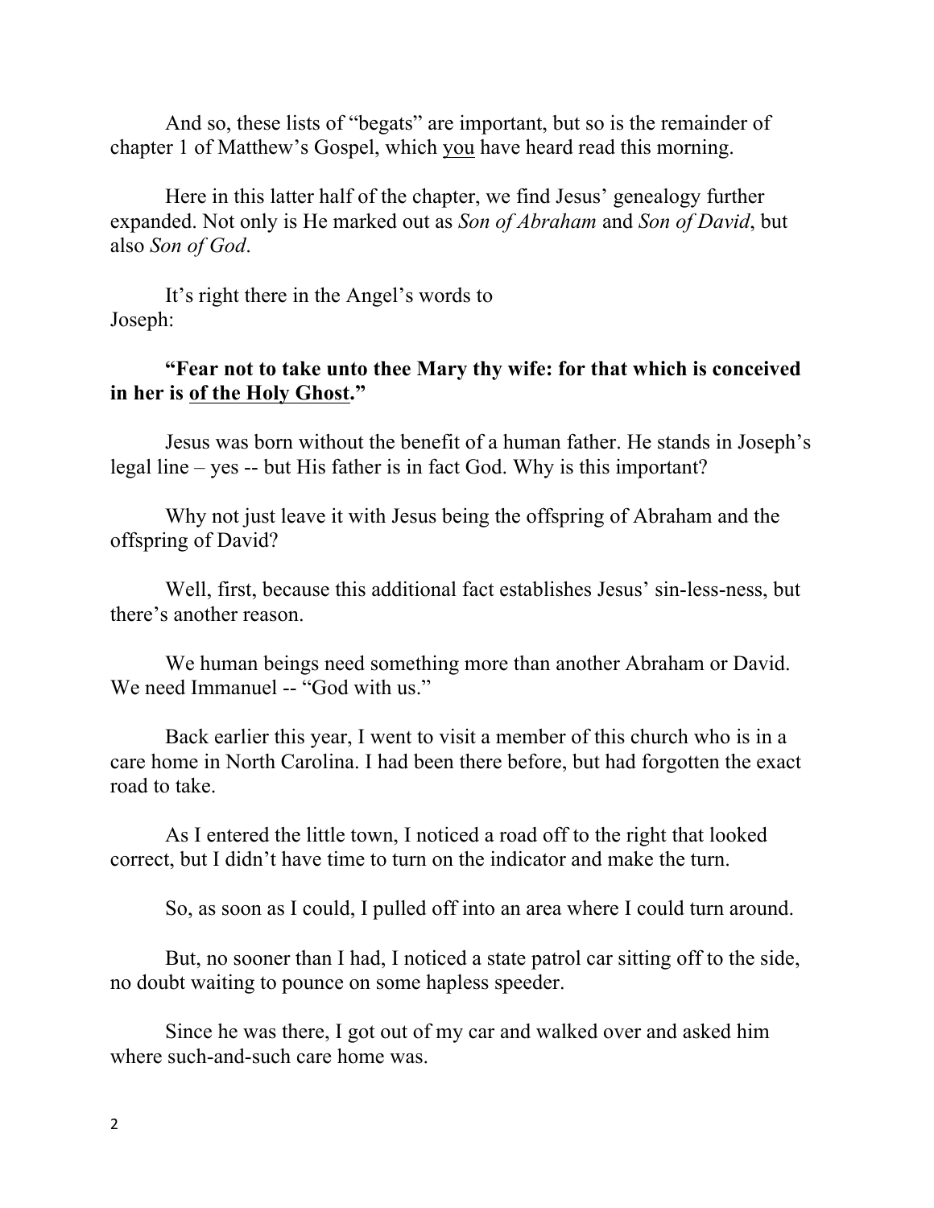And so, these lists of "begats" are important, but so is the remainder of chapter 1 of Matthew's Gospel, which <u>you</u> have heard read this morning.

Here in this latter half of the chapter, we find Jesus' genealogy further expanded. Not only is He marked out as *Son of Abraham* and *Son of David*, but also *Son of God*.

It's right there in the Angel's words to Joseph:

**"Fear not to take unto thee Mary thy wife: for that which is conceived in her is <u>of the Holy Ghost</u>."**

Jesus was born without the benefit of a human father. He stands in Joseph's legal line – yes -- but His father is in fact God. Why is this important?

Why not just leave it with Jesus being the offspring of Abraham and the offspring of David?

Well, first, because this additional fact establishes Jesus' sin-less-ness, but there's another reason.

We human beings need something more than another Abraham or David. We need Immanuel -- "God with us."

Back earlier this year, I went to visit a member of this church who is in a care home in North Carolina. I had been there before, but had forgotten the exact road to take.

As I entered the little town, I noticed a road off to the right that looked correct, but I didn't have time to turn on the indicator and make the turn.

So, as soon as I could, I pulled off into an area where I could turn around.

But, no sooner than I had, I noticed a state patrol car sitting off to the side, no doubt waiting to pounce on some hapless speeder.

Since he was there, I got out of my car and walked over and asked him where such-and-such care home was.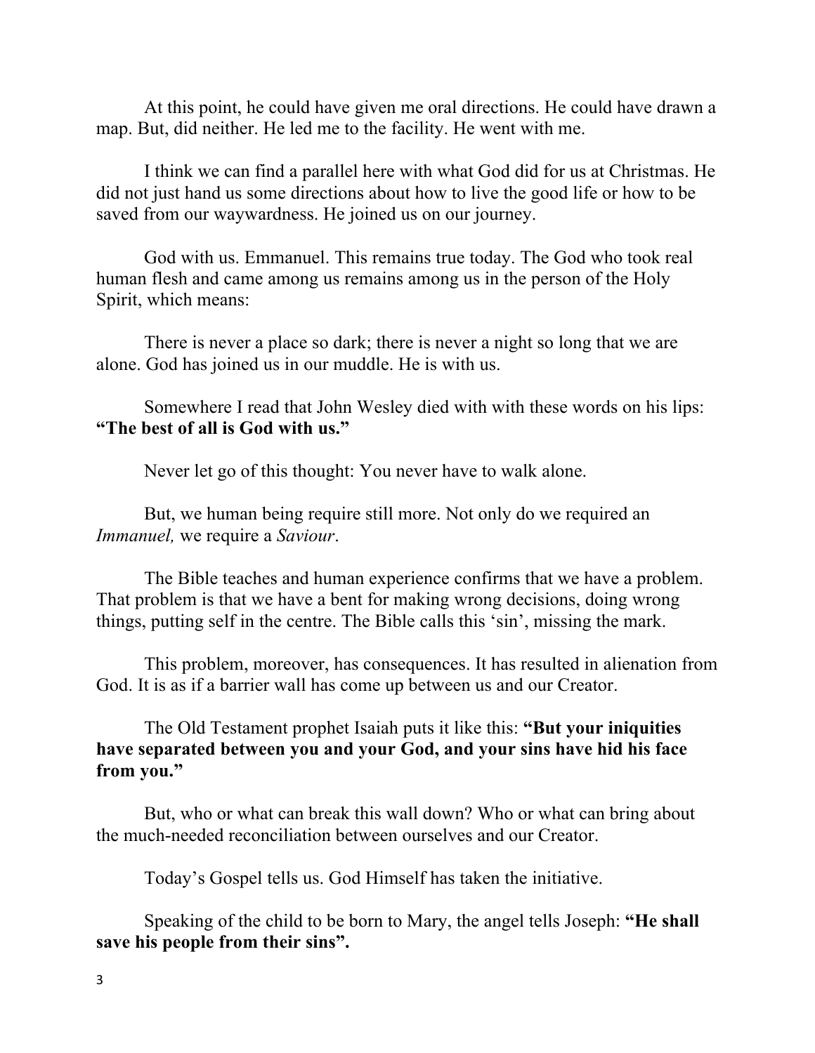At this point, he could have given me oral directions. He could have drawn a map. But, did neither. He led me to the facility. He went with me.

I think we can find a parallel here with what God did for us at Christmas. He did not just hand us some directions about how to live the good life or how to be saved from our waywardness. He joined us on our journey.

God with us. Emmanuel. This remains true today. The God who took real human flesh and came among us remains among us in the person of the Holy Spirit, which means:

There is never a place so dark; there is never a night so long that we are alone. God has joined us in our muddle. He is with us.

Somewhere I read that John Wesley died with with these words on his lips: **"The best of all is God with us."**

Never let go of this thought: You never have to walk alone.

But, we human being require still more. Not only do we required an *Immanuel,* we require a *Saviour*.

The Bible teaches and human experience confirms that we have a problem. That problem is that we have a bent for making wrong decisions, doing wrong things, putting self in the centre. The Bible calls this 'sin', missing the mark.

This problem, moreover, has consequences. It has resulted in alienation from God. It is as if a barrier wall has come up between us and our Creator.

The Old Testament prophet Isaiah puts it like this: **"But your iniquities have separated between you and your God, and your sins have hid his face from you."**

But, who or what can break this wall down? Who or what can bring about the much-needed reconciliation between ourselves and our Creator.

Today's Gospel tells us. God Himself has taken the initiative.

Speaking of the child to be born to Mary, the angel tells Joseph: **"He shall save his people from their sins".**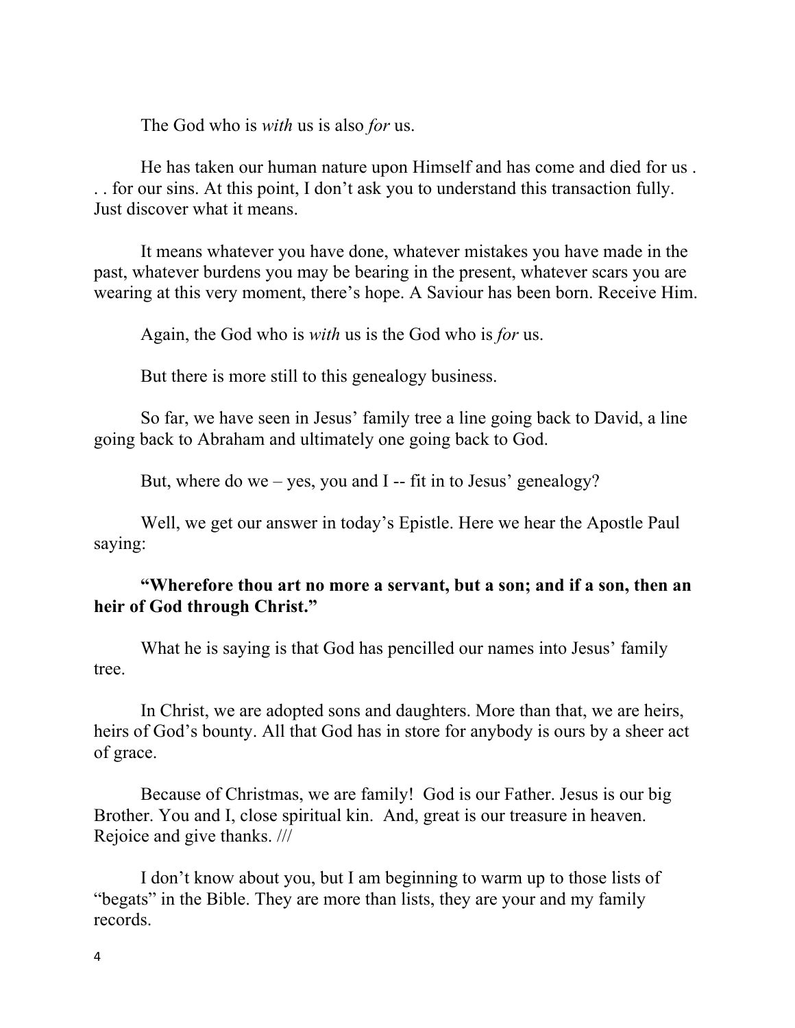The God who is *with* us is also *for* us.

He has taken our human nature upon Himself and has come and died for us . . . for our sins. At this point, I don't ask you to understand this transaction fully. Just discover what it means.

It means whatever you have done, whatever mistakes you have made in the past, whatever burdens you may be bearing in the present, whatever scars you are wearing at this very moment, there's hope. A Saviour has been born. Receive Him.

Again, the God who is *with* us is the God who is *for* us.

But there is more still to this genealogy business.

So far, we have seen in Jesus' family tree a line going back to David, a line going back to Abraham and ultimately one going back to God.

But, where do we – yes, you and I -- fit in to Jesus' genealogy?

Well, we get our answer in today's Epistle. Here we hear the Apostle Paul saying:

**"Wherefore thou art no more a servant, but a son; and if a son, then an heir of God through Christ."**

What he is saying is that God has pencilled our names into Jesus' family tree.

In Christ, we are adopted sons and daughters. More than that, we are heirs, heirs of God's bounty. All that God has in store for anybody is ours by a sheer act of grace.

Because of Christmas, we are family! God is our Father. Jesus is our big Brother. You and I, close spiritual kin. And, great is our treasure in heaven. Rejoice and give thanks. ///

I don't know about you, but I am beginning to warm up to those lists of "begats" in the Bible. They are more than lists, they are your and my family records.